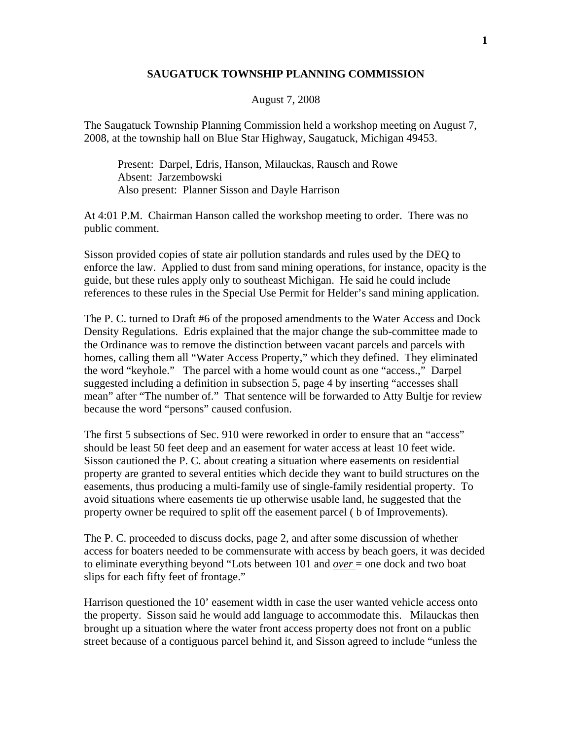# SAUGATUCK TOWNSHIP PLANNING COMMISSION

August 7, 2008

The Saugatuck Township Planning Commission held a workshop meeting on August 7, 2008, at the township hall on Blue Star Highway, Saugatuck, Michigan 49453.

> Present: Darpel, Edris, Hanson, Milauckas, Rausch and Rowe
> Absent: Jarzembowski
> Also present: Planner Sisson and Dayle Harrison

At 4:01 P.M. Chairman Hanson called the workshop meeting to order. There was no public comment.

Sisson provided copies of state air pollution standards and rules used by the DEQ to enforce the law. Applied to dust from sand mining operations, for instance, opacity is the guide, but these rules apply only to southeast Michigan. He said he could include references to these rules in the Special Use Permit for Helder's sand mining application.

The P. C. turned to Draft #6 of the proposed amendments to the Water Access and Dock Density Regulations. Edris explained that the major change the sub-committee made to the Ordinance was to remove the distinction between vacant parcels and parcels with homes, calling them all "Water Access Property," which they defined. They eliminated the word "keyhole." The parcel with a home would count as one "access.," Darpel suggested including a definition in subsection 5, page 4 by inserting "accesses shall mean" after "The number of." That sentence will be forwarded to Atty Bultje for review because the word "persons" caused confusion.

The first 5 subsections of Sec. 910 were reworked in order to ensure that an "access" should be least 50 feet deep and an easement for water access at least 10 feet wide. Sisson cautioned the P. C. about creating a situation where easements on residential property are granted to several entities which decide they want to build structures on the easements, thus producing a multi-family use of single-family residential property. To avoid situations where easements tie up otherwise usable land, he suggested that the property owner be required to split off the easement parcel ( b of Improvements).

The P. C. proceeded to discuss docks, page 2, and after some discussion of whether access for boaters needed to be commensurate with access by beach goers, it was decided to eliminate everything beyond "Lots between 101 and ***over*** = one dock and two boat slips for each fifty feet of frontage."

Harrison questioned the 10' easement width in case the user wanted vehicle access onto the property. Sisson said he would add language to accommodate this. Milauckas then brought up a situation where the water front access property does not front on a public street because of a contiguous parcel behind it, and Sisson agreed to include "unless the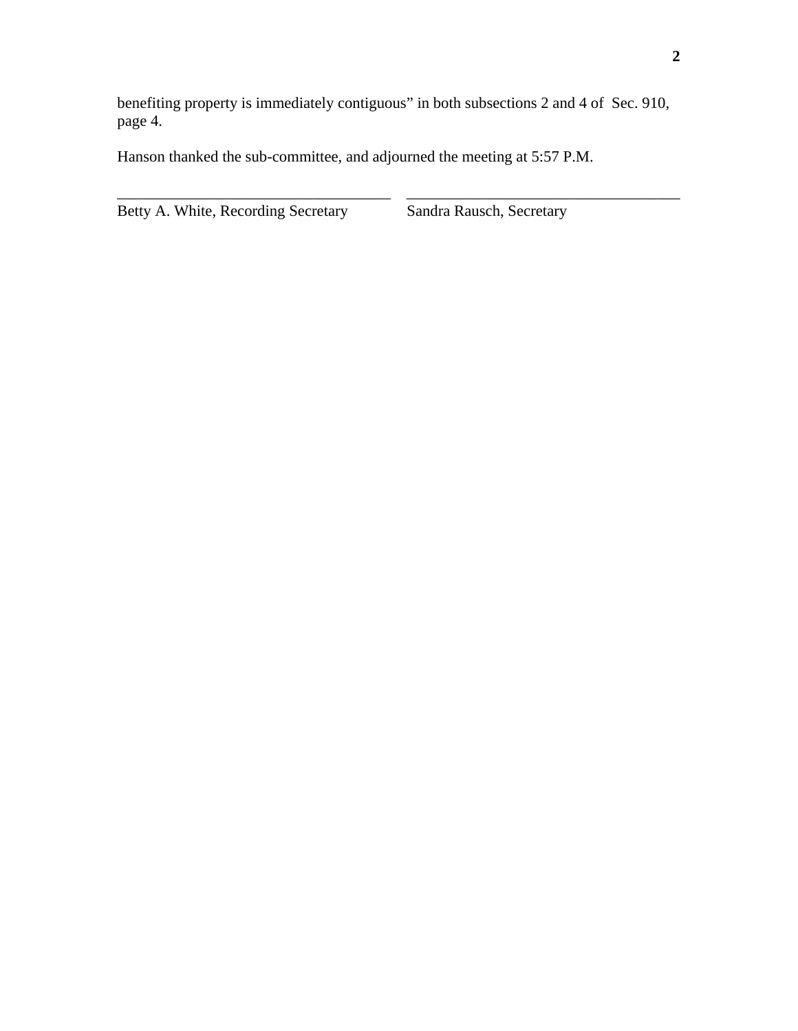benefiting property is immediately contiguous" in both subsections 2 and 4 of Sec. 910, page 4.

Hanson thanked the sub-committee, and adjourned the meeting at 5:57 P.M.

\_\_\_\_\_\_\_\_\_\_\_\_\_\_\_\_\_\_\_\_\_\_\_\_\_\_\_\_\_\_\_\_\_\_\_\_ \_\_\_\_\_\_\_\_\_\_\_\_\_\_\_\_\_\_\_\_\_\_\_\_\_\_\_\_\_\_\_\_\_\_\_\_

Betty A. White, Recording Secretary Sandra Rausch, Secretary